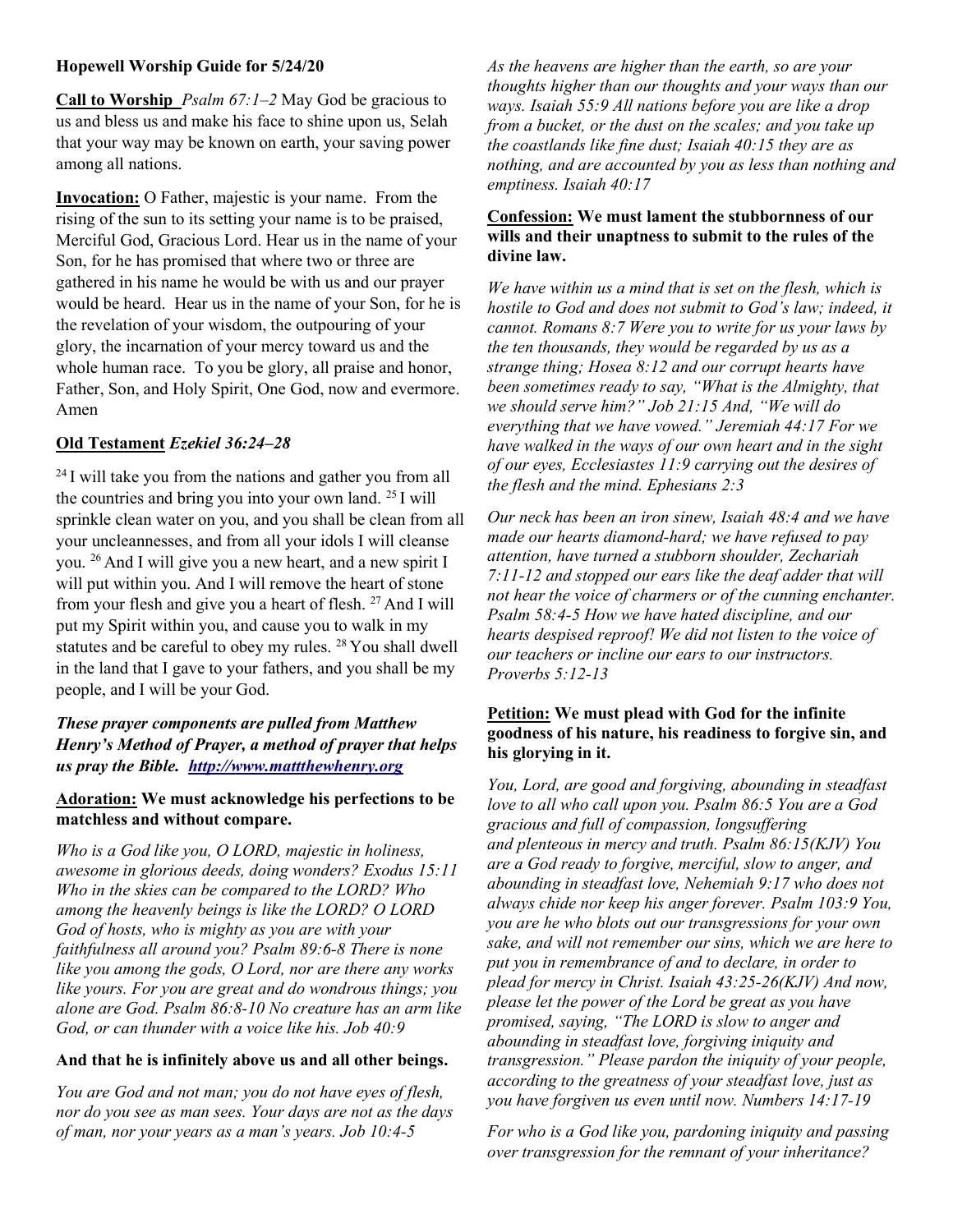**Hopewell Worship Guide for 5/24/20**

**Call to Worship** *Psalm 67:1–2* May God be gracious to us and bless us and make his face to shine upon us, Selah that your way may be known on earth, your saving power among all nations.

**Invocation:** O Father, majestic is your name. From the rising of the sun to its setting your name is to be praised, Merciful God, Gracious Lord. Hear us in the name of your Son, for he has promised that where two or three are gathered in his name he would be with us and our prayer would be heard. Hear us in the name of your Son, for he is the revelation of your wisdom, the outpouring of your glory, the incarnation of your mercy toward us and the whole human race. To you be glory, all praise and honor, Father, Son, and Holy Spirit, One God, now and evermore. Amen

**Old Testament** *Ezekiel 36:24–28*

[24] I will take you from the nations and gather you from all the countries and bring you into your own land. [25] I will sprinkle clean water on you, and you shall be clean from all your uncleannesses, and from all your idols I will cleanse you. [26] And I will give you a new heart, and a new spirit I will put within you. And I will remove the heart of stone from your flesh and give you a heart of flesh. [27] And I will put my Spirit within you, and cause you to walk in my statutes and be careful to obey my rules. [28] You shall dwell in the land that I gave to your fathers, and you shall be my people, and I will be your God.

***These prayer components are pulled from Matthew Henry's Method of Prayer, a method of prayer that helps us pray the Bible. http://www.mattthewhenry.org***

**Adoration: We must acknowledge his perfections to be matchless and without compare.**

*Who is a God like you, O LORD, majestic in holiness, awesome in glorious deeds, doing wonders? Exodus 15:11 Who in the skies can be compared to the LORD? Who among the heavenly beings is like the LORD? O LORD God of hosts, who is mighty as you are with your faithfulness all around you? Psalm 89:6-8 There is none like you among the gods, O Lord, nor are there any works like yours. For you are great and do wondrous things; you alone are God. Psalm 86:8-10 No creature has an arm like God, or can thunder with a voice like his. Job 40:9*

**And that he is infinitely above us and all other beings.**

*You are God and not man; you do not have eyes of flesh, nor do you see as man sees. Your days are not as the days of man, nor your years as a man's years. Job 10:4-5*

*As the heavens are higher than the earth, so are your thoughts higher than our thoughts and your ways than our ways. Isaiah 55:9 All nations before you are like a drop from a bucket, or the dust on the scales; and you take up the coastlands like fine dust; Isaiah 40:15 they are as nothing, and are accounted by you as less than nothing and emptiness. Isaiah 40:17*

**Confession: We must lament the stubbornness of our wills and their unaptness to submit to the rules of the divine law.**

*We have within us a mind that is set on the flesh, which is hostile to God and does not submit to God's law; indeed, it cannot. Romans 8:7 Were you to write for us your laws by the ten thousands, they would be regarded by us as a strange thing; Hosea 8:12 and our corrupt hearts have been sometimes ready to say, "What is the Almighty, that we should serve him?" Job 21:15 And, "We will do everything that we have vowed." Jeremiah 44:17 For we have walked in the ways of our own heart and in the sight of our eyes, Ecclesiastes 11:9 carrying out the desires of the flesh and the mind. Ephesians 2:3*

*Our neck has been an iron sinew, Isaiah 48:4 and we have made our hearts diamond-hard; we have refused to pay attention, have turned a stubborn shoulder, Zechariah 7:11-12 and stopped our ears like the deaf adder that will not hear the voice of charmers or of the cunning enchanter. Psalm 58:4-5 How we have hated discipline, and our hearts despised reproof! We did not listen to the voice of our teachers or incline our ears to our instructors. Proverbs 5:12-13*

**Petition: We must plead with God for the infinite goodness of his nature, his readiness to forgive sin, and his glorying in it.**

*You, Lord, are good and forgiving, abounding in steadfast love to all who call upon you. Psalm 86:5 You are a God gracious and full of compassion, longsuffering and plenteous in mercy and truth. Psalm 86:15(KJV) You are a God ready to forgive, merciful, slow to anger, and abounding in steadfast love, Nehemiah 9:17 who does not always chide nor keep his anger forever. Psalm 103:9 You, you are he who blots out our transgressions for your own sake, and will not remember our sins, which we are here to put you in remembrance of and to declare, in order to plead for mercy in Christ. Isaiah 43:25-26(KJV) And now, please let the power of the Lord be great as you have promised, saying, "The LORD is slow to anger and abounding in steadfast love, forgiving iniquity and transgression." Please pardon the iniquity of your people, according to the greatness of your steadfast love, just as you have forgiven us even until now. Numbers 14:17-19*

*For who is a God like you, pardoning iniquity and passing over transgression for the remnant of your inheritance?*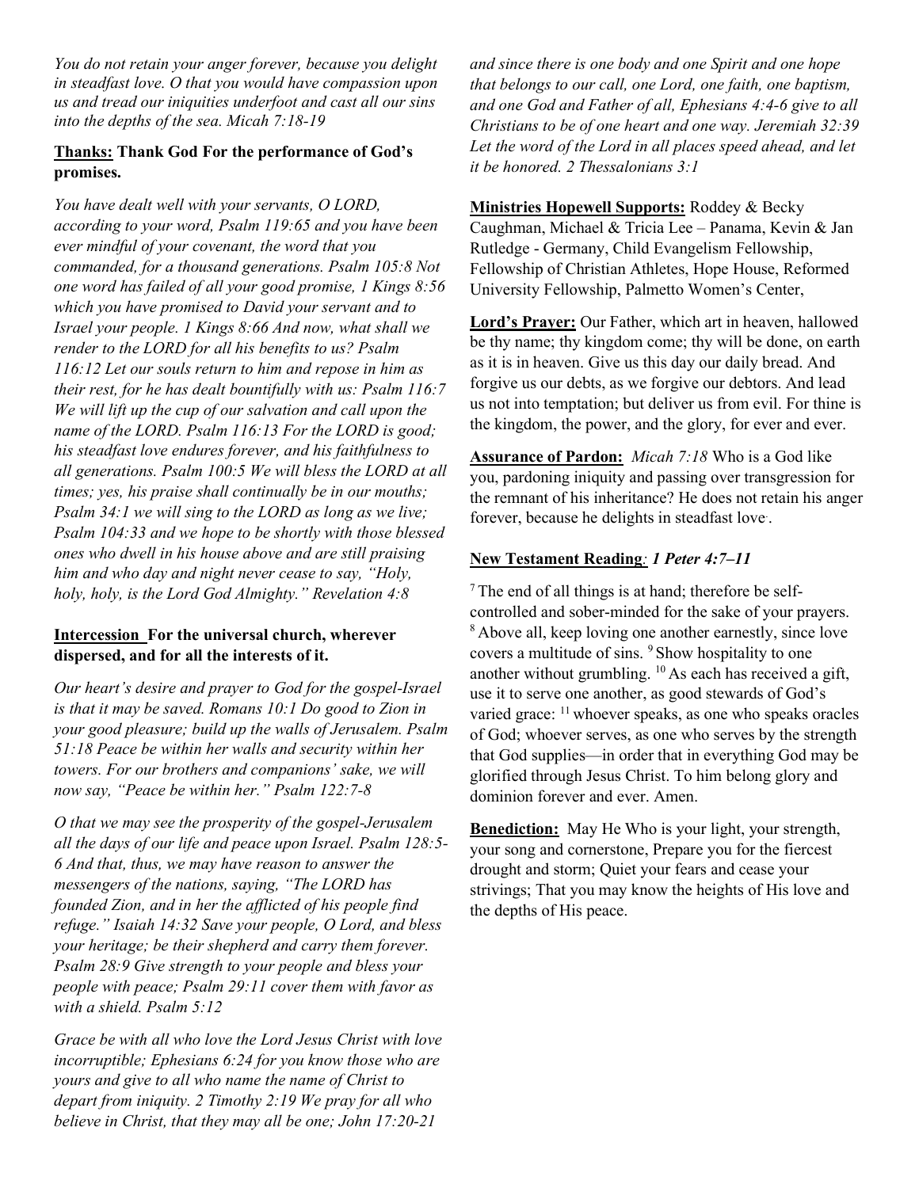*You do not retain your anger forever, because you delight in steadfast love. O that you would have compassion upon us and tread our iniquities underfoot and cast all our sins into the depths of the sea. Micah 7:18-19*

**Thanks: Thank God For the performance of God's promises.**

*You have dealt well with your servants, O LORD, according to your word, Psalm 119:65 and you have been ever mindful of your covenant, the word that you commanded, for a thousand generations. Psalm 105:8 Not one word has failed of all your good promise, 1 Kings 8:56 which you have promised to David your servant and to Israel your people. 1 Kings 8:66 And now, what shall we render to the LORD for all his benefits to us? Psalm 116:12 Let our souls return to him and repose in him as their rest, for he has dealt bountifully with us: Psalm 116:7 We will lift up the cup of our salvation and call upon the name of the LORD. Psalm 116:13 For the LORD is good; his steadfast love endures forever, and his faithfulness to all generations. Psalm 100:5 We will bless the LORD at all times; yes, his praise shall continually be in our mouths; Psalm 34:1 we will sing to the LORD as long as we live; Psalm 104:33 and we hope to be shortly with those blessed ones who dwell in his house above and are still praising him and who day and night never cease to say, "Holy, holy, holy, is the Lord God Almighty." Revelation 4:8*

**Intercession For the universal church, wherever dispersed, and for all the interests of it.**

*Our heart's desire and prayer to God for the gospel-Israel is that it may be saved. Romans 10:1 Do good to Zion in your good pleasure; build up the walls of Jerusalem. Psalm 51:18 Peace be within her walls and security within her towers. For our brothers and companions' sake, we will now say, "Peace be within her." Psalm 122:7-8*

*O that we may see the prosperity of the gospel-Jerusalem all the days of our life and peace upon Israel. Psalm 128:5-6 And that, thus, we may have reason to answer the messengers of the nations, saying, "The LORD has founded Zion, and in her the afflicted of his people find refuge." Isaiah 14:32 Save your people, O Lord, and bless your heritage; be their shepherd and carry them forever. Psalm 28:9 Give strength to your people and bless your people with peace; Psalm 29:11 cover them with favor as with a shield. Psalm 5:12*

*Grace be with all who love the Lord Jesus Christ with love incorruptible; Ephesians 6:24 for you know those who are yours and give to all who name the name of Christ to depart from iniquity. 2 Timothy 2:19 We pray for all who believe in Christ, that they may all be one; John 17:20-21 and since there is one body and one Spirit and one hope that belongs to our call, one Lord, one faith, one baptism, and one God and Father of all, Ephesians 4:4-6 give to all Christians to be of one heart and one way. Jeremiah 32:39 Let the word of the Lord in all places speed ahead, and let it be honored. 2 Thessalonians 3:1*

**Ministries Hopewell Supports:** Roddey & Becky Caughman, Michael & Tricia Lee – Panama, Kevin & Jan Rutledge - Germany, Child Evangelism Fellowship, Fellowship of Christian Athletes, Hope House, Reformed University Fellowship, Palmetto Women's Center,

**Lord's Prayer:** Our Father, which art in heaven, hallowed be thy name; thy kingdom come; thy will be done, on earth as it is in heaven. Give us this day our daily bread. And forgive us our debts, as we forgive our debtors. And lead us not into temptation; but deliver us from evil. For thine is the kingdom, the power, and the glory, for ever and ever.

**Assurance of Pardon:** *Micah 7:18* Who is a God like you, pardoning iniquity and passing over transgression for the remnant of his inheritance? He does not retain his anger forever, because he delights in steadfast love.

**New Testament Reading***: 1 Peter 4:7–11*

[7] The end of all things is at hand; therefore be self-controlled and sober-minded for the sake of your prayers. [8] Above all, keep loving one another earnestly, since love covers a multitude of sins. [9] Show hospitality to one another without grumbling. [10] As each has received a gift, use it to serve one another, as good stewards of God's varied grace: [11] whoever speaks, as one who speaks oracles of God; whoever serves, as one who serves by the strength that God supplies—in order that in everything God may be glorified through Jesus Christ. To him belong glory and dominion forever and ever. Amen.

**Benediction:** May He Who is your light, your strength, your song and cornerstone, Prepare you for the fiercest drought and storm; Quiet your fears and cease your strivings; That you may know the heights of His love and the depths of His peace.